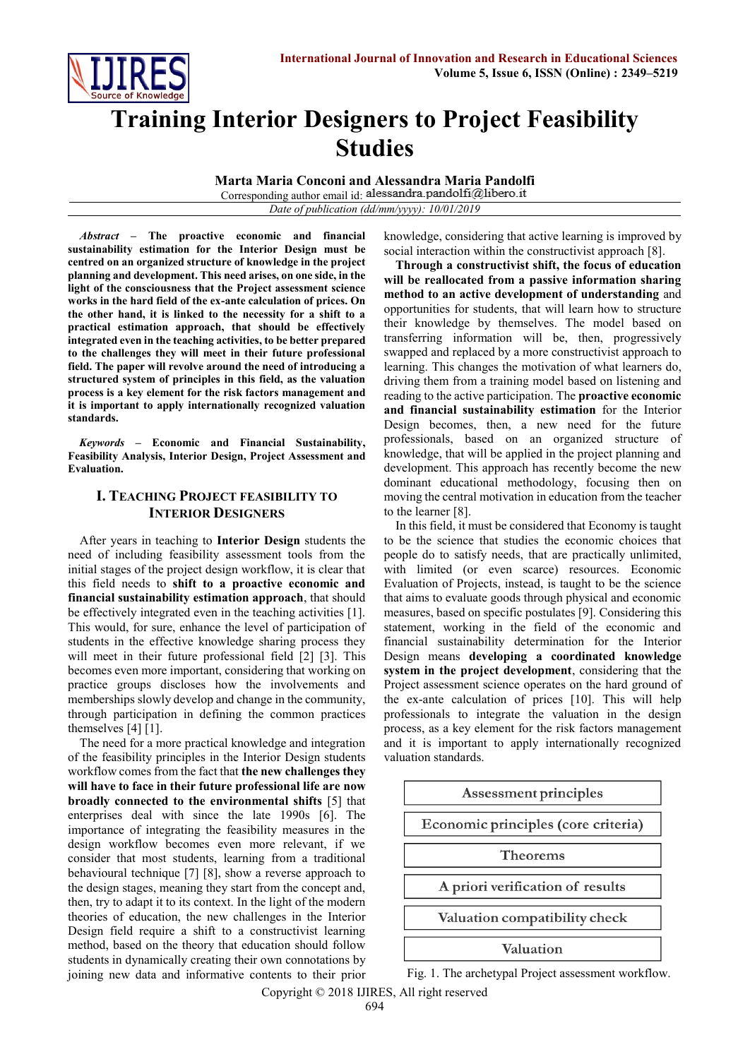# Training Interior Designers to Project Feasibility Studies

**Marta Maria Conconi and Alessandra Maria Pandolfi**

Corresponding author email id: alessandra.pandolfi@libero.it

*Date of publication (dd/mm/yyyy): 10/01/2019*

***Abstract* – The proactive economic and financial sustainability estimation for the Interior Design must be centred on an organized structure of knowledge in the project planning and development. This need arises, on one side, in the light of the consciousness that the Project assessment science works in the hard field of the ex-ante calculation of prices. On the other hand, it is linked to the necessity for a shift to a practical estimation approach, that should be effectively integrated even in the teaching activities, to be better prepared to the challenges they will meet in their future professional field. The paper will revolve around the need of introducing a structured system of principles in this field, as the valuation process is a key element for the risk factors management and it is important to apply internationally recognized valuation standards.**

***Keywords* – Economic and Financial Sustainability, Feasibility Analysis, Interior Design, Project Assessment and Evaluation.**

## I. Teaching Project Feasibility to Interior Designers

After years in teaching to **Interior Design** students the need of including feasibility assessment tools from the initial stages of the project design workflow, it is clear that this field needs to **shift to a proactive economic and financial sustainability estimation approach**, that should be effectively integrated even in the teaching activities [1]. This would, for sure, enhance the level of participation of students in the effective knowledge sharing process they will meet in their future professional field [2] [3]. This becomes even more important, considering that working on practice groups discloses how the involvements and memberships slowly develop and change in the community, through participation in defining the common practices themselves [4] [1].

The need for a more practical knowledge and integration of the feasibility principles in the Interior Design students workflow comes from the fact that **the new challenges they will have to face in their future professional life are now broadly connected to the environmental shifts** [5] that enterprises deal with since the late 1990s [6]. The importance of integrating the feasibility measures in the design workflow becomes even more relevant, if we consider that most students, learning from a traditional behavioural technique [7] [8], show a reverse approach to the design stages, meaning they start from the concept and, then, try to adapt it to its context. In the light of the modern theories of education, the new challenges in the Interior Design field require a shift to a constructivist learning method, based on the theory that education should follow students in dynamically creating their own connotations by joining new data and informative contents to their prior knowledge, considering that active learning is improved by social interaction within the constructivist approach [8].

**Through a constructivist shift, the focus of education will be reallocated from a passive information sharing method to an active development of understanding** and opportunities for students, that will learn how to structure their knowledge by themselves. The model based on transferring information will be, then, progressively swapped and replaced by a more constructivist approach to learning. This changes the motivation of what learners do, driving them from a training model based on listening and reading to the active participation. The **proactive economic and financial sustainability estimation** for the Interior Design becomes, then, a new need for the future professionals, based on an organized structure of knowledge, that will be applied in the project planning and development. This approach has recently become the new dominant educational methodology, focusing then on moving the central motivation in education from the teacher to the learner [8].

In this field, it must be considered that Economy is taught to be the science that studies the economic choices that people do to satisfy needs, that are practically unlimited, with limited (or even scarce) resources. Economic Evaluation of Projects, instead, is taught to be the science that aims to evaluate goods through physical and economic measures, based on specific postulates [9]. Considering this statement, working in the field of the economic and financial sustainability determination for the Interior Design means **developing a coordinated knowledge system in the project development**, considering that the Project assessment science operates on the hard ground of the ex-ante calculation of prices [10]. This will help professionals to integrate the valuation in the design process, as a key element for the risk factors management and it is important to apply internationally recognized valuation standards.

| Assessment principles |
|---|
| Economic principles (core criteria) |
| Theorems |
| A priori verification of results |
| Valuation compatibility check |
| Valuation |

Fig. 1. The archetypal Project assessment workflow.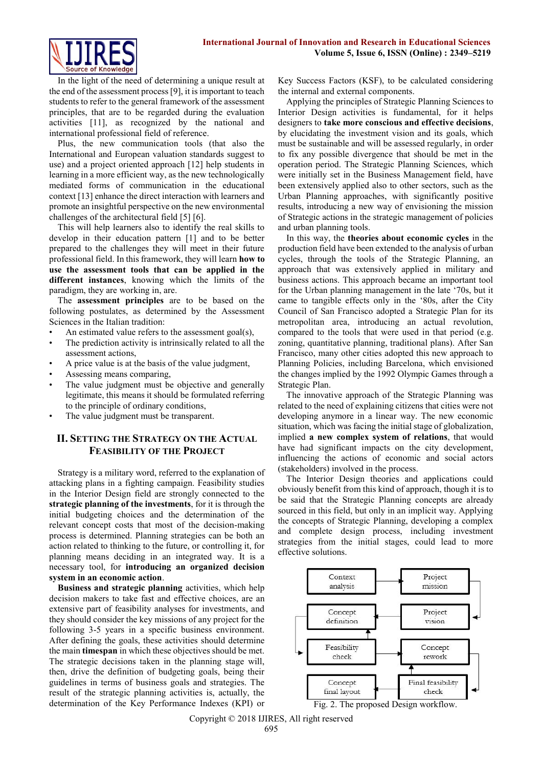In the light of the need of determining a unique result at the end of the assessment process [9], it is important to teach students to refer to the general framework of the assessment principles, that are to be regarded during the evaluation activities [11], as recognized by the national and international professional field of reference.

Plus, the new communication tools (that also the International and European valuation standards suggest to use) and a project oriented approach [12] help students in learning in a more efficient way, as the new technologically mediated forms of communication in the educational context [13] enhance the direct interaction with learners and promote an insightful perspective on the new environmental challenges of the architectural field [5] [6].

This will help learners also to identify the real skills to develop in their education pattern [1] and to be better prepared to the challenges they will meet in their future professional field. In this framework, they will learn **how to use the assessment tools that can be applied in the different instances**, knowing which the limits of the paradigm, they are working in, are.

The **assessment principles** are to be based on the following postulates, as determined by the Assessment Sciences in the Italian tradition:

- An estimated value refers to the assessment goal(s),
- The prediction activity is intrinsically related to all the assessment actions,
- A price value is at the basis of the value judgment,
- Assessing means comparing,
- The value judgment must be objective and generally legitimate, this means it should be formulated referring to the principle of ordinary conditions,
- The value judgment must be transparent.

## II. Setting the Strategy on the Actual Feasibility of the Project

Strategy is a military word, referred to the explanation of attacking plans in a fighting campaign. Feasibility studies in the Interior Design field are strongly connected to the **strategic planning of the investments**, for it is through the initial budgeting choices and the determination of the relevant concept costs that most of the decision-making process is determined. Planning strategies can be both an action related to thinking to the future, or controlling it, for planning means deciding in an integrated way. It is a necessary tool, for **introducing an organized decision system in an economic action**.

**Business and strategic planning** activities, which help decision makers to take fast and effective choices, are an extensive part of feasibility analyses for investments, and they should consider the key missions of any project for the following 3-5 years in a specific business environment. After defining the goals, these activities should determine the main **timespan** in which these objectives should be met. The strategic decisions taken in the planning stage will, then, drive the definition of budgeting goals, being their guidelines in terms of business goals and strategies. The result of the strategic planning activities is, actually, the determination of the Key Performance Indexes (KPI) or Key Success Factors (KSF), to be calculated considering the internal and external components.

Applying the principles of Strategic Planning Sciences to Interior Design activities is fundamental, for it helps designers to **take more conscious and effective decisions**, by elucidating the investment vision and its goals, which must be sustainable and will be assessed regularly, in order to fix any possible divergence that should be met in the operation period. The Strategic Planning Sciences, which were initially set in the Business Management field, have been extensively applied also to other sectors, such as the Urban Planning approaches, with significantly positive results, introducing a new way of envisioning the mission of Strategic actions in the strategic management of policies and urban planning tools.

In this way, the **theories about economic cycles** in the production field have been extended to the analysis of urban cycles, through the tools of the Strategic Planning, an approach that was extensively applied in military and business actions. This approach became an important tool for the Urban planning management in the late '70s, but it came to tangible effects only in the '80s, after the City Council of San Francisco adopted a Strategic Plan for its metropolitan area, introducing an actual revolution, compared to the tools that were used in that period (e.g. zoning, quantitative planning, traditional plans). After San Francisco, many other cities adopted this new approach to Planning Policies, including Barcelona, which envisioned the changes implied by the 1992 Olympic Games through a Strategic Plan.

The innovative approach of the Strategic Planning was related to the need of explaining citizens that cities were not developing anymore in a linear way. The new economic situation, which was facing the initial stage of globalization, implied **a new complex system of relations**, that would have had significant impacts on the city development, influencing the actions of economic and social actors (stakeholders) involved in the process.

The Interior Design theories and applications could obviously benefit from this kind of approach, though it is to be said that the Strategic Planning concepts are already sourced in this field, but only in an implicit way. Applying the concepts of Strategic Planning, developing a complex and complete design process, including investment strategies from the initial stages, could lead to more effective solutions.

| | |
|---|---|
| Context analysis | Project mission |
| Concept definition | Project vision |
| Feasibility check | Concept rework |
| Concept final layout | Final feasibility check |

Fig. 2. The proposed Design workflow.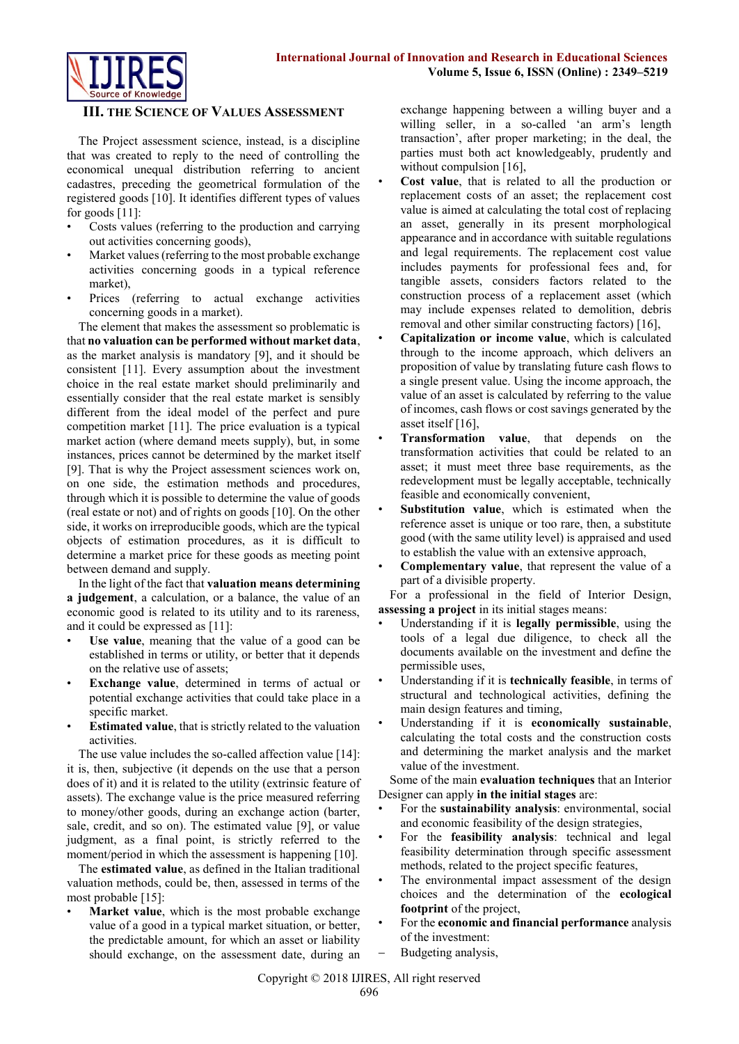## III. The Science of Values Assessment

The Project assessment science, instead, is a discipline that was created to reply to the need of controlling the economical unequal distribution referring to ancient cadastres, preceding the geometrical formulation of the registered goods [10]. It identifies different types of values for goods [11]:

- Costs values (referring to the production and carrying out activities concerning goods),
- Market values (referring to the most probable exchange activities concerning goods in a typical reference market),
- Prices (referring to actual exchange activities concerning goods in a market).

The element that makes the assessment so problematic is that **no valuation can be performed without market data**, as the market analysis is mandatory [9], and it should be consistent [11]. Every assumption about the investment choice in the real estate market should preliminarily and essentially consider that the real estate market is sensibly different from the ideal model of the perfect and pure competition market [11]. The price evaluation is a typical market action (where demand meets supply), but, in some instances, prices cannot be determined by the market itself [9]. That is why the Project assessment sciences work on, on one side, the estimation methods and procedures, through which it is possible to determine the value of goods (real estate or not) and of rights on goods [10]. On the other side, it works on irreproducible goods, which are the typical objects of estimation procedures, as it is difficult to determine a market price for these goods as meeting point between demand and supply.

In the light of the fact that **valuation means determining a judgement**, a calculation, or a balance, the value of an economic good is related to its utility and to its rareness, and it could be expressed as [11]:

- **Use value**, meaning that the value of a good can be established in terms or utility, or better that it depends on the relative use of assets;
- **Exchange value**, determined in terms of actual or potential exchange activities that could take place in a specific market.
- **Estimated value**, that is strictly related to the valuation activities.

The use value includes the so-called affection value [14]: it is, then, subjective (it depends on the use that a person does of it) and it is related to the utility (extrinsic feature of assets). The exchange value is the price measured referring to money/other goods, during an exchange action (barter, sale, credit, and so on). The estimated value [9], or value judgment, as a final point, is strictly referred to the moment/period in which the assessment is happening [10].

The **estimated value**, as defined in the Italian traditional valuation methods, could be, then, assessed in terms of the most probable [15]:

- **Market value**, which is the most probable exchange value of a good in a typical market situation, or better, the predictable amount, for which an asset or liability should exchange, on the assessment date, during an exchange happening between a willing buyer and a willing seller, in a so-called 'an arm's length transaction', after proper marketing; in the deal, the parties must both act knowledgeably, prudently and without compulsion [16],
- **Cost value**, that is related to all the production or replacement costs of an asset; the replacement cost value is aimed at calculating the total cost of replacing an asset, generally in its present morphological appearance and in accordance with suitable regulations and legal requirements. The replacement cost value includes payments for professional fees and, for tangible assets, considers factors related to the construction process of a replacement asset (which may include expenses related to demolition, debris removal and other similar constructing factors) [16],
- **Capitalization or income value**, which is calculated through to the income approach, which delivers an proposition of value by translating future cash flows to a single present value. Using the income approach, the value of an asset is calculated by referring to the value of incomes, cash flows or cost savings generated by the asset itself [16],
- **Transformation value**, that depends on the transformation activities that could be related to an asset; it must meet three base requirements, as the redevelopment must be legally acceptable, technically feasible and economically convenient,
- **Substitution value**, which is estimated when the reference asset is unique or too rare, then, a substitute good (with the same utility level) is appraised and used to establish the value with an extensive approach,
- **Complementary value**, that represent the value of a part of a divisible property.

For a professional in the field of Interior Design, **assessing a project** in its initial stages means:

- Understanding if it is **legally permissible**, using the tools of a legal due diligence, to check all the documents available on the investment and define the permissible uses,
- Understanding if it is **technically feasible**, in terms of structural and technological activities, defining the main design features and timing,
- Understanding if it is **economically sustainable**, calculating the total costs and the construction costs and determining the market analysis and the market value of the investment.

Some of the main **evaluation techniques** that an Interior Designer can apply **in the initial stages** are:

- For the **sustainability analysis**: environmental, social and economic feasibility of the design strategies,
- For the **feasibility analysis**: technical and legal feasibility determination through specific assessment methods, related to the project specific features,
- The environmental impact assessment of the design choices and the determination of the **ecological footprint** of the project,
- For the **economic and financial performance** analysis of the investment:
  - Budgeting analysis,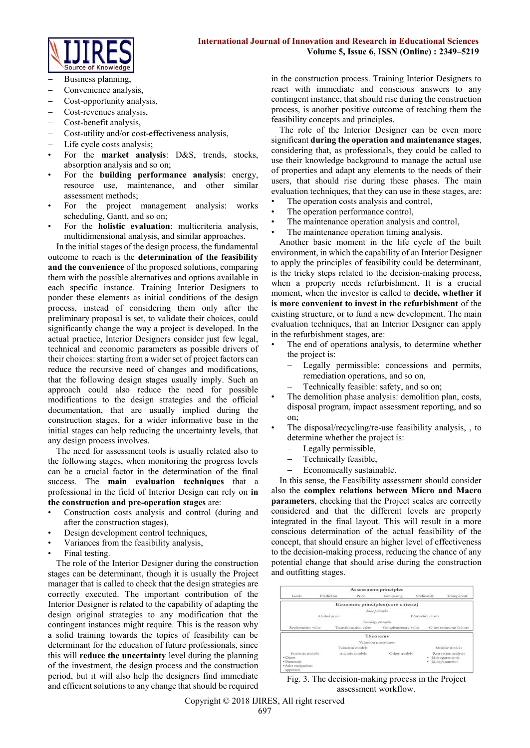- Business planning,
- Convenience analysis,
- Cost-opportunity analysis,
- Cost-revenues analysis,
- Cost-benefit analysis,
- Cost-utility and/or cost-effectiveness analysis,
- Life cycle costs analysis;

- For the **market analysis**: D&S, trends, stocks, absorption analysis and so on;
- For the **building performance analysis**: energy, resource use, maintenance, and other similar assessment methods;
- For the project management analysis: works scheduling, Gantt, and so on;
- For the **holistic evaluation**: multicriteria analysis, multidimensional analysis, and similar approaches.

In the initial stages of the design process, the fundamental outcome to reach is the **determination of the feasibility and the convenience** of the proposed solutions, comparing them with the possible alternatives and options available in each specific instance. Training Interior Designers to ponder these elements as initial conditions of the design process, instead of considering them only after the preliminary proposal is set, to validate their choices, could significantly change the way a project is developed. In the actual practice, Interior Designers consider just few legal, technical and economic parameters as possible drivers of their choices: starting from a wider set of project factors can reduce the recursive need of changes and modifications, that the following design stages usually imply. Such an approach could also reduce the need for possible modifications to the design strategies and the official documentation, that are usually implied during the construction stages, for a wider informative base in the initial stages can help reducing the uncertainty levels, that any design process involves.

The need for assessment tools is usually related also to the following stages, when monitoring the progress levels can be a crucial factor in the determination of the final success. The **main evaluation techniques** that a professional in the field of Interior Design can rely on **in the construction and pre-operation stages** are:

- Construction costs analysis and control (during and after the construction stages),
- Design development control techniques,
- Variances from the feasibility analysis,
- Final testing.

The role of the Interior Designer during the construction stages can be determinant, though it is usually the Project manager that is called to check that the design strategies are correctly executed. The important contribution of the Interior Designer is related to the capability of adapting the design original strategies to any modification that the contingent instances might require. This is the reason why a solid training towards the topics of feasibility can be determinant for the education of future professionals, since this will **reduce the uncertainty** level during the planning of the investment, the design process and the construction period, but it will also help the designers find immediate and efficient solutions to any change that should be required in the construction process. Training Interior Designers to react with immediate and conscious answers to any contingent instance, that should rise during the construction process, is another positive outcome of teaching them the feasibility concepts and principles.

The role of the Interior Designer can be even more significant **during the operation and maintenance stages**, considering that, as professionals, they could be called to use their knowledge background to manage the actual use of properties and adapt any elements to the needs of their users, that should rise during these phases. The main evaluation techniques, that they can use in these stages, are:

- The operation costs analysis and control,
- The operation performance control,
- The maintenance operation analysis and control,
- The maintenance operation timing analysis.

Another basic moment in the life cycle of the built environment, in which the capability of an Interior Designer to apply the principles of feasibility could be determinant, is the tricky steps related to the decision-making process, when a property needs refurbishment. It is a crucial moment, in which the investor is called to **decide, whether it is more convenient to invest in the refurbishment** of the existing structure, or to fund a new development. The main evaluation techniques, that an Interior Designer can apply in the refurbishment stages, are:

- The end of operations analysis, to determine whether the project is:
  - Legally permissible: concessions and permits, remediation operations, and so on,
  - Technically feasible: safety, and so on;
- The demolition phase analysis: demolition plan, costs, disposal program, impact assessment reporting, and so on;
- The disposal/recycling/re-use feasibility analysis, , to determine whether the project is:
  - Legally permissible,
  - Technically feasible,
  - Economically sustainable.

In this sense, the Feasibility assessment should consider also the **complex relations between Micro and Macro parameters**, checking that the Project scales are correctly considered and that the different levels are properly integrated in the final layout. This will result in a more conscious determination of the actual feasibility of the concept, that should ensure an higher level of effectiveness to the decision-making process, reducing the chance of any potential change that should arise during the construction and outfitting stages.

Fig. 3. The decision-making process in the Project assessment workflow.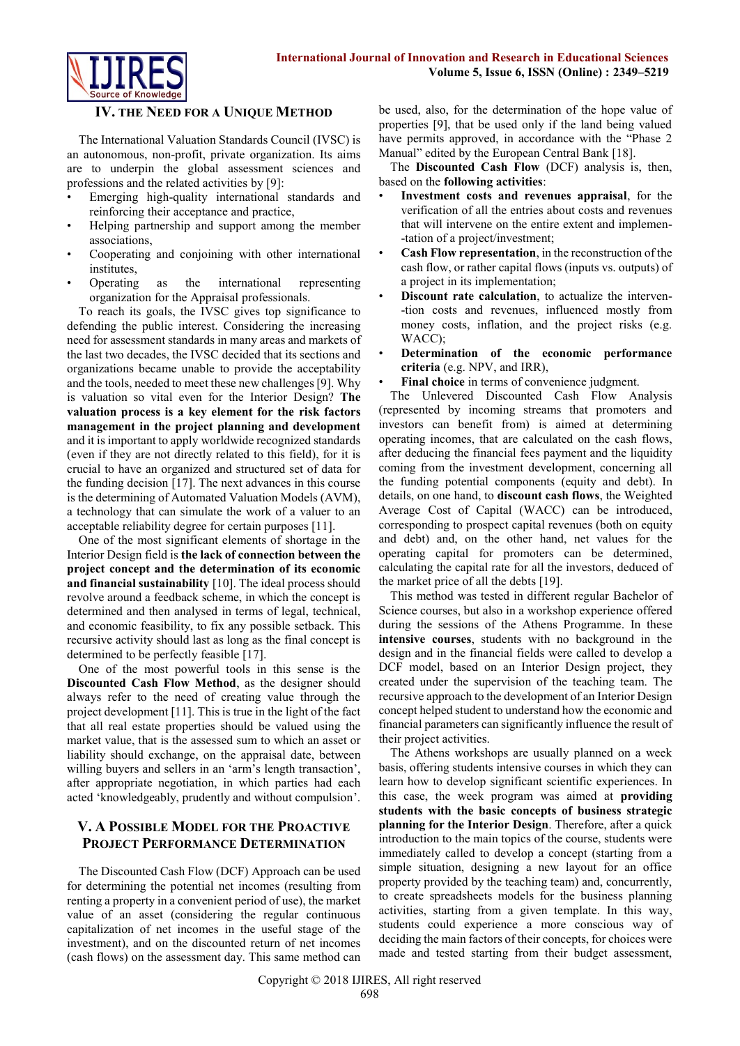## IV. The Need for a Unique Method

The International Valuation Standards Council (IVSC) is an autonomous, non-profit, private organization. Its aims are to underpin the global assessment sciences and professions and the related activities by [9]:

- Emerging high-quality international standards and reinforcing their acceptance and practice,
- Helping partnership and support among the member associations,
- Cooperating and conjoining with other international institutes,
- Operating as the international representing organization for the Appraisal professionals.

To reach its goals, the IVSC gives top significance to defending the public interest. Considering the increasing need for assessment standards in many areas and markets of the last two decades, the IVSC decided that its sections and organizations became unable to provide the acceptability and the tools, needed to meet these new challenges [9]. Why is valuation so vital even for the Interior Design? **The valuation process is a key element for the risk factors management in the project planning and development** and it is important to apply worldwide recognized standards (even if they are not directly related to this field), for it is crucial to have an organized and structured set of data for the funding decision [17]. The next advances in this course is the determining of Automated Valuation Models (AVM), a technology that can simulate the work of a valuer to an acceptable reliability degree for certain purposes [11].

One of the most significant elements of shortage in the Interior Design field is **the lack of connection between the project concept and the determination of its economic and financial sustainability** [10]. The ideal process should revolve around a feedback scheme, in which the concept is determined and then analysed in terms of legal, technical, and economic feasibility, to fix any possible setback. This recursive activity should last as long as the final concept is determined to be perfectly feasible [17].

One of the most powerful tools in this sense is the **Discounted Cash Flow Method**, as the designer should always refer to the need of creating value through the project development [11]. This is true in the light of the fact that all real estate properties should be valued using the market value, that is the assessed sum to which an asset or liability should exchange, on the appraisal date, between willing buyers and sellers in an 'arm's length transaction', after appropriate negotiation, in which parties had each acted 'knowledgeably, prudently and without compulsion'.

## V. A Possible Model for the Proactive Project Performance Determination

The Discounted Cash Flow (DCF) Approach can be used for determining the potential net incomes (resulting from renting a property in a convenient period of use), the market value of an asset (considering the regular continuous capitalization of net incomes in the useful stage of the investment), and on the discounted return of net incomes (cash flows) on the assessment day. This same method can be used, also, for the determination of the hope value of properties [9], that be used only if the land being valued have permits approved, in accordance with the "Phase 2 Manual" edited by the European Central Bank [18].

The **Discounted Cash Flow** (DCF) analysis is, then, based on the **following activities**:

- **Investment costs and revenues appraisal**, for the verification of all the entries about costs and revenues that will intervene on the entire extent and implementation of a project/investment;
- **Cash Flow representation**, in the reconstruction of the cash flow, or rather capital flows (inputs vs. outputs) of a project in its implementation;
- **Discount rate calculation**, to actualize the intervention costs and revenues, influenced mostly from money costs, inflation, and the project risks (e.g. WACC);
- **Determination of the economic performance criteria** (e.g. NPV, and IRR),
- **Final choice** in terms of convenience judgment.

The Unlevered Discounted Cash Flow Analysis (represented by incoming streams that promoters and investors can benefit from) is aimed at determining operating incomes, that are calculated on the cash flows, after deducing the financial fees payment and the liquidity coming from the investment development, concerning all the funding potential components (equity and debt). In details, on one hand, to **discount cash flows**, the Weighted Average Cost of Capital (WACC) can be introduced, corresponding to prospect capital revenues (both on equity and debt) and, on the other hand, net values for the operating capital for promoters can be determined, calculating the capital rate for all the investors, deduced of the market price of all the debts [19].

This method was tested in different regular Bachelor of Science courses, but also in a workshop experience offered during the sessions of the Athens Programme. In these **intensive courses**, students with no background in the design and in the financial fields were called to develop a DCF model, based on an Interior Design project, they created under the supervision of the teaching team. The recursive approach to the development of an Interior Design concept helped student to understand how the economic and financial parameters can significantly influence the result of their project activities.

The Athens workshops are usually planned on a week basis, offering students intensive courses in which they can learn how to develop significant scientific experiences. In this case, the week program was aimed at **providing students with the basic concepts of business strategic planning for the Interior Design**. Therefore, after a quick introduction to the main topics of the course, students were immediately called to develop a concept (starting from a simple situation, designing a new layout for an office property provided by the teaching team) and, concurrently, to create spreadsheets models for the business planning activities, starting from a given template. In this way, students could experience a more conscious way of deciding the main factors of their concepts, for choices were made and tested starting from their budget assessment,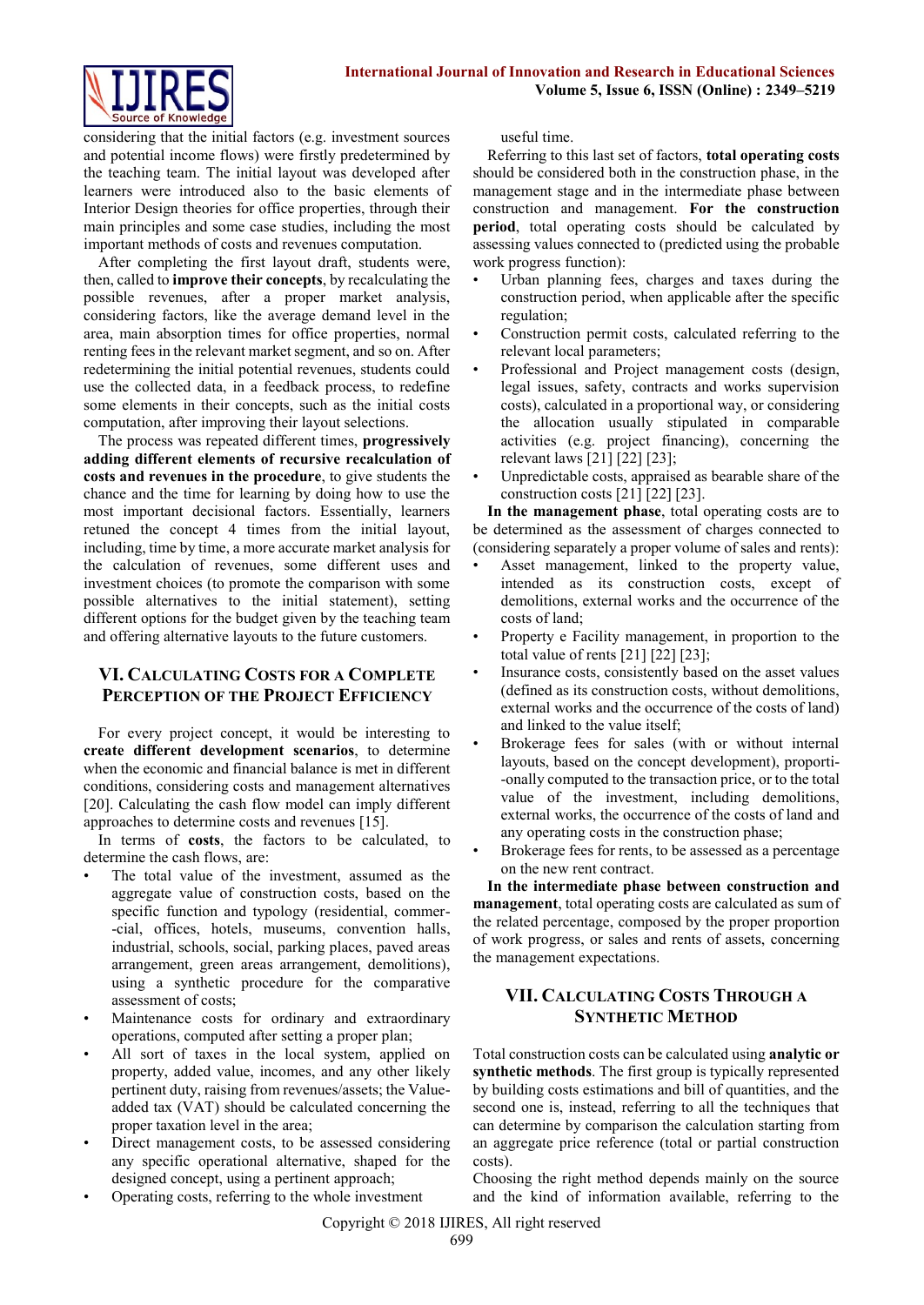considering that the initial factors (e.g. investment sources and potential income flows) were firstly predetermined by the teaching team. The initial layout was developed after learners were introduced also to the basic elements of Interior Design theories for office properties, through their main principles and some case studies, including the most important methods of costs and revenues computation.

After completing the first layout draft, students were, then, called to **improve their concepts**, by recalculating the possible revenues, after a proper market analysis, considering factors, like the average demand level in the area, main absorption times for office properties, normal renting fees in the relevant market segment, and so on. After redetermining the initial potential revenues, students could use the collected data, in a feedback process, to redefine some elements in their concepts, such as the initial costs computation, after improving their layout selections.

The process was repeated different times, **progressively adding different elements of recursive recalculation of costs and revenues in the procedure**, to give students the chance and the time for learning by doing how to use the most important decisional factors. Essentially, learners retuned the concept 4 times from the initial layout, including, time by time, a more accurate market analysis for the calculation of revenues, some different uses and investment choices (to promote the comparison with some possible alternatives to the initial statement), setting different options for the budget given by the teaching team and offering alternative layouts to the future customers.

## VI. Calculating Costs for a Complete Perception of the Project Efficiency

For every project concept, it would be interesting to **create different development scenarios**, to determine when the economic and financial balance is met in different conditions, considering costs and management alternatives [20]. Calculating the cash flow model can imply different approaches to determine costs and revenues [15].

In terms of **costs**, the factors to be calculated, to determine the cash flows, are:

- The total value of the investment, assumed as the aggregate value of construction costs, based on the specific function and typology (residential, commer--cial, offices, hotels, museums, convention halls, industrial, schools, social, parking places, paved areas arrangement, green areas arrangement, demolitions), using a synthetic procedure for the comparative assessment of costs;
- Maintenance costs for ordinary and extraordinary operations, computed after setting a proper plan;
- All sort of taxes in the local system, applied on property, added value, incomes, and any other likely pertinent duty, raising from revenues/assets; the Value-added tax (VAT) should be calculated concerning the proper taxation level in the area;
- Direct management costs, to be assessed considering any specific operational alternative, shaped for the designed concept, using a pertinent approach;
- Operating costs, referring to the whole investment useful time.

Referring to this last set of factors, **total operating costs** should be considered both in the construction phase, in the management stage and in the intermediate phase between construction and management. **For the construction period**, total operating costs should be calculated by assessing values connected to (predicted using the probable work progress function):

- Urban planning fees, charges and taxes during the construction period, when applicable after the specific regulation;
- Construction permit costs, calculated referring to the relevant local parameters;
- Professional and Project management costs (design, legal issues, safety, contracts and works supervision costs), calculated in a proportional way, or considering the allocation usually stipulated in comparable activities (e.g. project financing), concerning the relevant laws [21] [22] [23];
- Unpredictable costs, appraised as bearable share of the construction costs [21] [22] [23].

**In the management phase**, total operating costs are to be determined as the assessment of charges connected to (considering separately a proper volume of sales and rents):

- Asset management, linked to the property value, intended as its construction costs, except of demolitions, external works and the occurrence of the costs of land;
- Property e Facility management, in proportion to the total value of rents [21] [22] [23];
- Insurance costs, consistently based on the asset values (defined as its construction costs, without demolitions, external works and the occurrence of the costs of land) and linked to the value itself;
- Brokerage fees for sales (with or without internal layouts, based on the concept development), proporti--onally computed to the transaction price, or to the total value of the investment, including demolitions, external works, the occurrence of the costs of land and any operating costs in the construction phase;
- Brokerage fees for rents, to be assessed as a percentage on the new rent contract.

**In the intermediate phase between construction and management**, total operating costs are calculated as sum of the related percentage, composed by the proper proportion of work progress, or sales and rents of assets, concerning the management expectations.

## VII. Calculating Costs Through a Synthetic Method

Total construction costs can be calculated using **analytic or synthetic methods**. The first group is typically represented by building costs estimations and bill of quantities, and the second one is, instead, referring to all the techniques that can determine by comparison the calculation starting from an aggregate price reference (total or partial construction costs).

Choosing the right method depends mainly on the source and the kind of information available, referring to the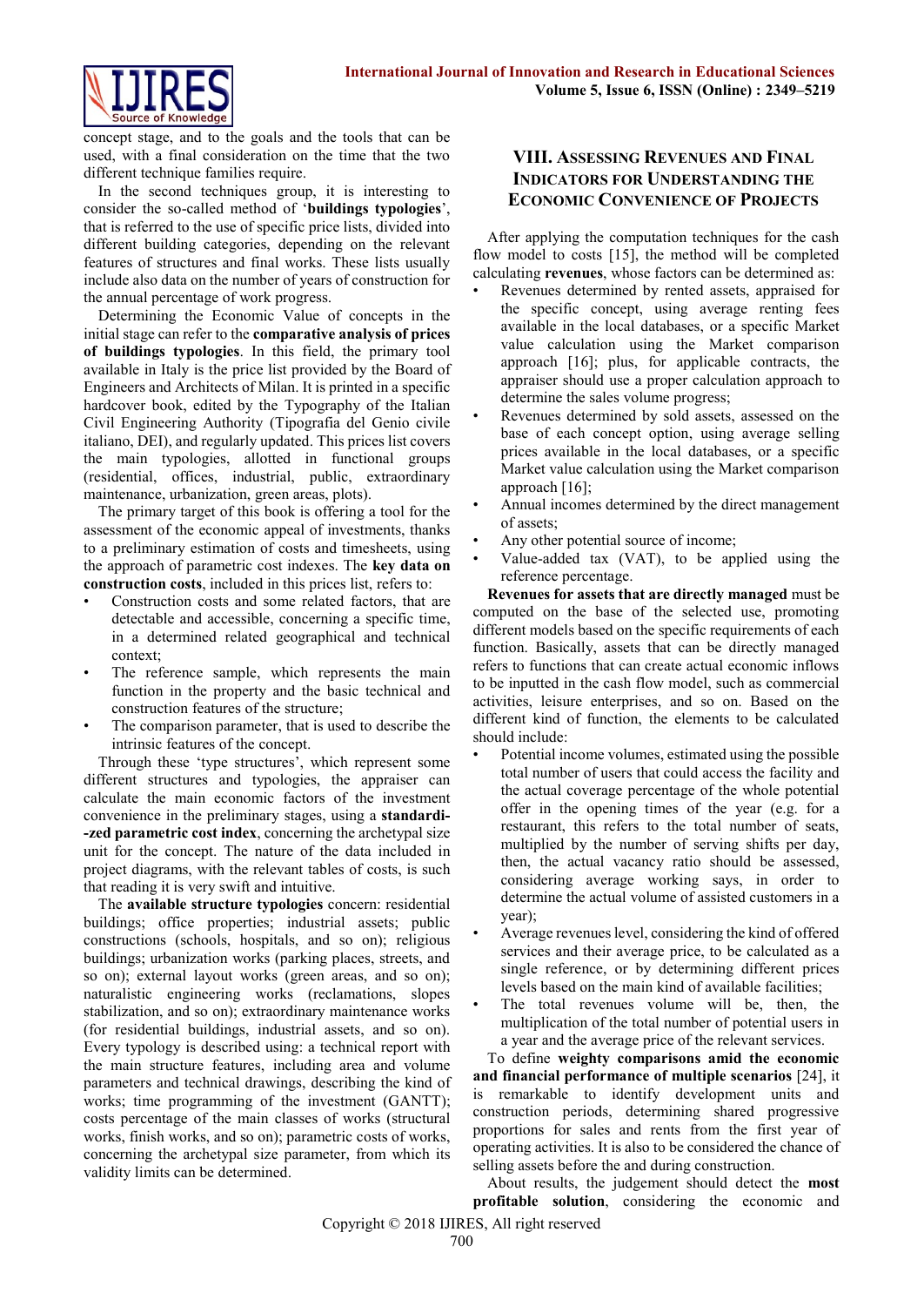concept stage, and to the goals and the tools that can be used, with a final consideration on the time that the two different technique families require.

In the second techniques group, it is interesting to consider the so-called method of '**buildings typologies**', that is referred to the use of specific price lists, divided into different building categories, depending on the relevant features of structures and final works. These lists usually include also data on the number of years of construction for the annual percentage of work progress.

Determining the Economic Value of concepts in the initial stage can refer to the **comparative analysis of prices of buildings typologies**. In this field, the primary tool available in Italy is the price list provided by the Board of Engineers and Architects of Milan. It is printed in a specific hardcover book, edited by the Typography of the Italian Civil Engineering Authority (Tipografia del Genio civile italiano, DEI), and regularly updated. This prices list covers the main typologies, allotted in functional groups (residential, offices, industrial, public, extraordinary maintenance, urbanization, green areas, plots).

The primary target of this book is offering a tool for the assessment of the economic appeal of investments, thanks to a preliminary estimation of costs and timesheets, using the approach of parametric cost indexes. The **key data on construction costs**, included in this prices list, refers to:

- Construction costs and some related factors, that are detectable and accessible, concerning a specific time, in a determined related geographical and technical context;
- The reference sample, which represents the main function in the property and the basic technical and construction features of the structure;
- The comparison parameter, that is used to describe the intrinsic features of the concept.

Through these 'type structures', which represent some different structures and typologies, the appraiser can calculate the main economic factors of the investment convenience in the preliminary stages, using a **standardi--zed parametric cost index**, concerning the archetypal size unit for the concept. The nature of the data included in project diagrams, with the relevant tables of costs, is such that reading it is very swift and intuitive.

The **available structure typologies** concern: residential buildings; office properties; industrial assets; public constructions (schools, hospitals, and so on); religious buildings; urbanization works (parking places, streets, and so on); external layout works (green areas, and so on); naturalistic engineering works (reclamations, slopes stabilization, and so on); extraordinary maintenance works (for residential buildings, industrial assets, and so on). Every typology is described using: a technical report with the main structure features, including area and volume parameters and technical drawings, describing the kind of works; time programming of the investment (GANTT); costs percentage of the main classes of works (structural works, finish works, and so on); parametric costs of works, concerning the archetypal size parameter, from which its validity limits can be determined.

## VIII. Assessing Revenues and Final Indicators for Understanding the Economic Convenience of Projects

After applying the computation techniques for the cash flow model to costs [15], the method will be completed calculating **revenues**, whose factors can be determined as:

- Revenues determined by rented assets, appraised for the specific concept, using average renting fees available in the local databases, or a specific Market value calculation using the Market comparison approach [16]; plus, for applicable contracts, the appraiser should use a proper calculation approach to determine the sales volume progress;
- Revenues determined by sold assets, assessed on the base of each concept option, using average selling prices available in the local databases, or a specific Market value calculation using the Market comparison approach [16];
- Annual incomes determined by the direct management of assets;
- Any other potential source of income;
- Value-added tax (VAT), to be applied using the reference percentage.

**Revenues for assets that are directly managed** must be computed on the base of the selected use, promoting different models based on the specific requirements of each function. Basically, assets that can be directly managed refers to functions that can create actual economic inflows to be inputted in the cash flow model, such as commercial activities, leisure enterprises, and so on. Based on the different kind of function, the elements to be calculated should include:

- Potential income volumes, estimated using the possible total number of users that could access the facility and the actual coverage percentage of the whole potential offer in the opening times of the year (e.g. for a restaurant, this refers to the total number of seats, multiplied by the number of serving shifts per day, then, the actual vacancy ratio should be assessed, considering average working says, in order to determine the actual volume of assisted customers in a year);
- Average revenues level, considering the kind of offered services and their average price, to be calculated as a single reference, or by determining different prices levels based on the main kind of available facilities;
- The total revenues volume will be, then, the multiplication of the total number of potential users in a year and the average price of the relevant services.

To define **weighty comparisons amid the economic and financial performance of multiple scenarios** [24], it is remarkable to identify development units and construction periods, determining shared progressive proportions for sales and rents from the first year of operating activities. It is also to be considered the chance of selling assets before the and during construction.

About results, the judgement should detect the **most profitable solution**, considering the economic and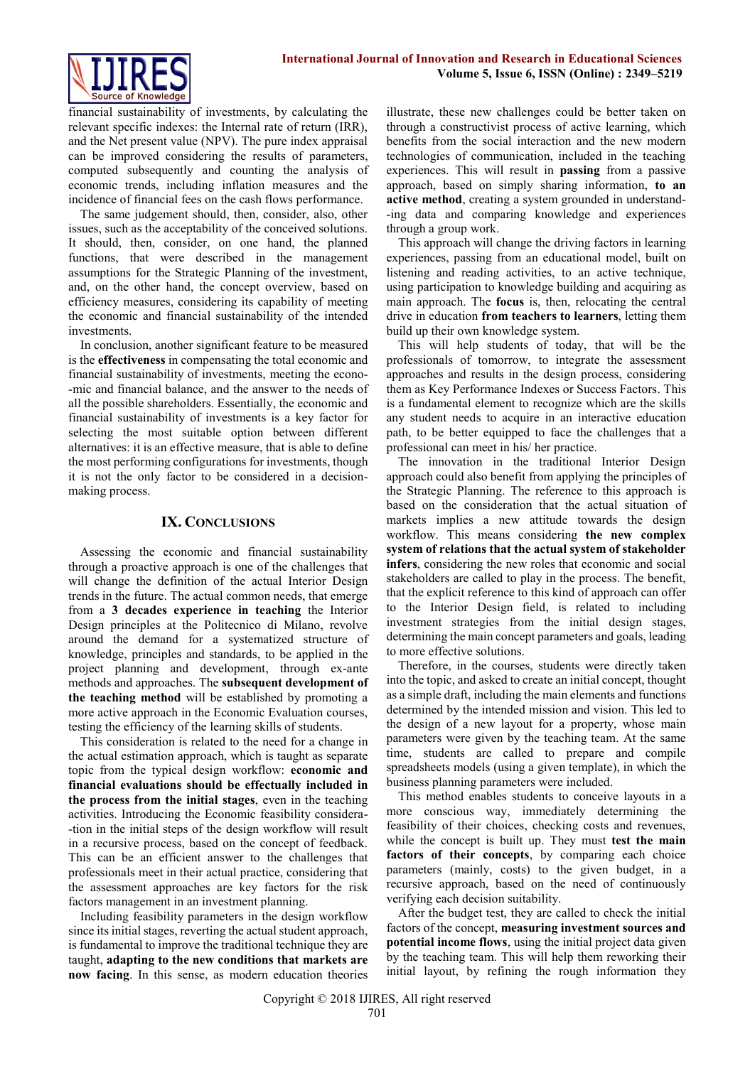financial sustainability of investments, by calculating the relevant specific indexes: the Internal rate of return (IRR), and the Net present value (NPV). The pure index appraisal can be improved considering the results of parameters, computed subsequently and counting the analysis of economic trends, including inflation measures and the incidence of financial fees on the cash flows performance.

The same judgement should, then, consider, also, other issues, such as the acceptability of the conceived solutions. It should, then, consider, on one hand, the planned functions, that were described in the management assumptions for the Strategic Planning of the investment, and, on the other hand, the concept overview, based on efficiency measures, considering its capability of meeting the economic and financial sustainability of the intended investments.

In conclusion, another significant feature to be measured is the **effectiveness** in compensating the total economic and financial sustainability of investments, meeting the economic and financial balance, and the answer to the needs of all the possible shareholders. Essentially, the economic and financial sustainability of investments is a key factor for selecting the most suitable option between different alternatives: it is an effective measure, that is able to define the most performing configurations for investments, though it is not the only factor to be considered in a decision-making process.

## IX. Conclusions

Assessing the economic and financial sustainability through a proactive approach is one of the challenges that will change the definition of the actual Interior Design trends in the future. The actual common needs, that emerge from a **3 decades experience in teaching** the Interior Design principles at the Politecnico di Milano, revolve around the demand for a systematized structure of knowledge, principles and standards, to be applied in the project planning and development, through ex-ante methods and approaches. The **subsequent development of the teaching method** will be established by promoting a more active approach in the Economic Evaluation courses, testing the efficiency of the learning skills of students.

This consideration is related to the need for a change in the actual estimation approach, which is taught as separate topic from the typical design workflow: **economic and financial evaluations should be effectually included in the process from the initial stages**, even in the teaching activities. Introducing the Economic feasibility consideration in the initial steps of the design workflow will result in a recursive process, based on the concept of feedback. This can be an efficient answer to the challenges that professionals meet in their actual practice, considering that the assessment approaches are key factors for the risk factors management in an investment planning.

Including feasibility parameters in the design workflow since its initial stages, reverting the actual student approach, is fundamental to improve the traditional technique they are taught, **adapting to the new conditions that markets are now facing**. In this sense, as modern education theories illustrate, these new challenges could be better taken on through a constructivist process of active learning, which benefits from the social interaction and the new modern technologies of communication, included in the teaching experiences. This will result in **passing** from a passive approach, based on simply sharing information, **to an active method**, creating a system grounded in understanding data and comparing knowledge and experiences through a group work.

This approach will change the driving factors in learning experiences, passing from an educational model, built on listening and reading activities, to an active technique, using participation to knowledge building and acquiring as main approach. The **focus** is, then, relocating the central drive in education **from teachers to learners**, letting them build up their own knowledge system.

This will help students of today, that will be the professionals of tomorrow, to integrate the assessment approaches and results in the design process, considering them as Key Performance Indexes or Success Factors. This is a fundamental element to recognize which are the skills any student needs to acquire in an interactive education path, to be better equipped to face the challenges that a professional can meet in his/ her practice.

The innovation in the traditional Interior Design approach could also benefit from applying the principles of the Strategic Planning. The reference to this approach is based on the consideration that the actual situation of markets implies a new attitude towards the design workflow. This means considering **the new complex system of relations that the actual system of stakeholder infers**, considering the new roles that economic and social stakeholders are called to play in the process. The benefit, that the explicit reference to this kind of approach can offer to the Interior Design field, is related to including investment strategies from the initial design stages, determining the main concept parameters and goals, leading to more effective solutions.

Therefore, in the courses, students were directly taken into the topic, and asked to create an initial concept, thought as a simple draft, including the main elements and functions determined by the intended mission and vision. This led to the design of a new layout for a property, whose main parameters were given by the teaching team. At the same time, students are called to prepare and compile spreadsheets models (using a given template), in which the business planning parameters were included.

This method enables students to conceive layouts in a more conscious way, immediately determining the feasibility of their choices, checking costs and revenues, while the concept is built up. They must **test the main factors of their concepts**, by comparing each choice parameters (mainly, costs) to the given budget, in a recursive approach, based on the need of continuously verifying each decision suitability.

After the budget test, they are called to check the initial factors of the concept, **measuring investment sources and potential income flows**, using the initial project data given by the teaching team. This will help them reworking their initial layout, by refining the rough information they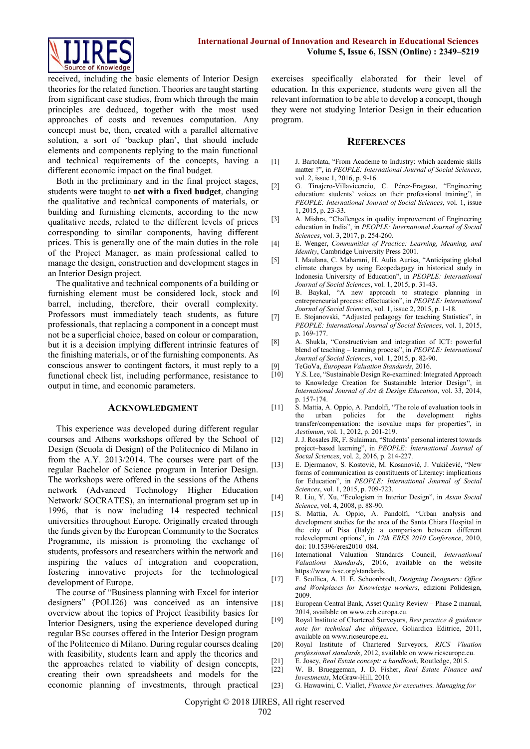received, including the basic elements of Interior Design theories for the related function. Theories are taught starting from significant case studies, from which through the main principles are deduced, together with the most used approaches of costs and revenues computation. Any concept must be, then, created with a parallel alternative solution, a sort of 'backup plan', that should include elements and components replying to the main functional and technical requirements of the concepts, having a different economic impact on the final budget.

Both in the preliminary and in the final project stages, students were taught to **act with a fixed budget**, changing the qualitative and technical components of materials, or building and furnishing elements, according to the new qualitative needs, related to the different levels of prices corresponding to similar components, having different prices. This is generally one of the main duties in the role of the Project Manager, as main professional called to manage the design, construction and development stages in an Interior Design project.

The qualitative and technical components of a building or furnishing element must be considered lock, stock and barrel, including, therefore, their overall complexity. Professors must immediately teach students, as future professionals, that replacing a component in a concept must not be a superficial choice, based on colour or comparation, but it is a decision implying different intrinsic features of the finishing materials, or of the furnishing components. As conscious answer to contingent factors, it must reply to a functional check list, including performance, resistance to output in time, and economic parameters.

## Acknowledgment

This experience was developed during different regular courses and Athens workshops offered by the School of Design (Scuola di Design) of the Politecnico di Milano in from the A.Y. 2013/2014. The courses were part of the regular Bachelor of Science program in Interior Design. The workshops were offered in the sessions of the Athens network (Advanced Technology Higher Education Network/ SOCRATES), an international program set up in 1996, that is now including 14 respected technical universities throughout Europe. Originally created through the funds given by the European Community to the Socrates Programme, its mission is promoting the exchange of students, professors and researchers within the network and inspiring the values of integration and cooperation, fostering innovative projects for the technological development of Europe.

The course of "Business planning with Excel for interior designers" (POLI26) was conceived as an intensive overview about the topics of Project feasibility basics for Interior Designers, using the experience developed during regular BSc courses offered in the Interior Design program of the Politecnico di Milano. During regular courses dealing with feasibility, students learn and apply the theories and the approaches related to viability of design concepts, creating their own spreadsheets and models for the economic planning of investments, through practical exercises specifically elaborated for their level of education. In this experience, students were given all the relevant information to be able to develop a concept, though they were not studying Interior Design in their education program.

## References

[1] J. Bartolata, "From Academe to Industry: which academic skills matter ?", in *PEOPLE: International Journal of Social Sciences*, vol. 2, issue 1, 2016, p. 9-16.

[2] G. Tinajero-Villavicencio, C. Pérez-Fragoso, "Engineering education: students' voices on their professional training", in *PEOPLE: International Journal of Social Sciences*, vol. 1, issue 1, 2015, p. 23-33.

[3] A. Mishra, "Challenges in quality improvement of Engineering education in India", in *PEOPLE: International Journal of Social Sciences*, vol. 3, 2017, p. 254-260.

[4] E. Wenger, *Communities of Practice: Learning, Meaning, and Identity*, Cambridge University Press 2001.

[5] I. Maulana, C. Maharani, H. Aulia Aurisa, "Anticipating global climate changes by using Ecopedagogy in historical study in Indonesia University of Education", in *PEOPLE: International Journal of Social Sciences*, vol. 1, 2015, p. 31-43.

[6] B. Baykal, "A new approach to strategic planning in entrepreneurial process: effectuation", in *PEOPLE: International Journal of Social Sciences*, vol. 1, issue 2, 2015, p. 1-18.

[7] E. Stojanovski, "Adjusted pedagogy for teaching Statistics", in *PEOPLE: International Journal of Social Sciences*, vol. 1, 2015, p. 169-177.

[8] A. Shukla, "Constructivism and integration of ICT: powerful blend of teaching – learning process", in *PEOPLE: International Journal of Social Sciences*, vol. 1, 2015, p. 82-90.

[9] TeGoVa, *European Valuation Standards*, 2016.

[10] Y.S. Lee, "Sustainable Design Re-examined: Integrated Approach to Knowledge Creation for Sustainable Interior Design", in *International Journal of Art & Design Education*, vol. 33, 2014, p. 157-174.

[11] S. Mattia, A. Oppio, A. Pandolfi, "The role of evaluation tools in the urban policies for the development rights transfer/compensation: the isovalue maps for properties", in *Aestimum*, vol. 1, 2012, p. 201-219.

[12] J. J. Rosales JR, F. Sulaiman, "Students' personal interest towards project–based learning", in *PEOPLE: International Journal of Social Sciences*, vol. 2, 2016, p. 214-227.

[13] E. Djermanov, S. Kostović, M. Kosanović, J. Vukičević, "New forms of communication as constituents of Literacy: implications for Education", in *PEOPLE: International Journal of Social Sciences*, vol. 1, 2015, p. 709-723.

[14] R. Liu, Y. Xu, "Ecologism in Interior Design", in *Asian Social Science*, vol. 4, 2008, p. 88-90.

[15] S. Mattia, A. Oppio, A. Pandolfi, "Urban analysis and development studies for the area of the Santa Chiara Hospital in the city of Pisa (Italy): a comparison between different redevelopment options", in *17th ERES 2010 Conference*, 2010, doi: 10.15396/eres2010_084.

[16] International Valuation Standards Council, *International Valuations Standards*, 2016, available on the website https://www.ivsc.org/standards.

[17] F. Scullica, A. H. E. Schoonbrodt, *Designing Designers: Office and Workplaces for Knowledge workers*, edizioni Polidesign, 2009.

[18] European Central Bank, Asset Quality Review – Phase 2 manual, 2014, available on www.ecb.europa.eu.

[19] Royal Institute of Chartered Surveyors, *Best practice & guidance note for technical due diligence*, Goliardica Editrice, 2011, available on www.ricseurope.eu.

[20] Royal Institute of Chartered Surveyors, *RICS Vluation professional standards*, 2012, available on www.ricseurope.eu.

[21] E. Josey, *Real Estate concept: a handbook*, Routledge, 2015.

[22] W. B. Brueggeman, J. D. Fisher, *Real Estate Finance and Investments*, McGraw-Hill, 2010.

[23] G. Hawawini, C. Viallet, *Finance for executives. Managing for*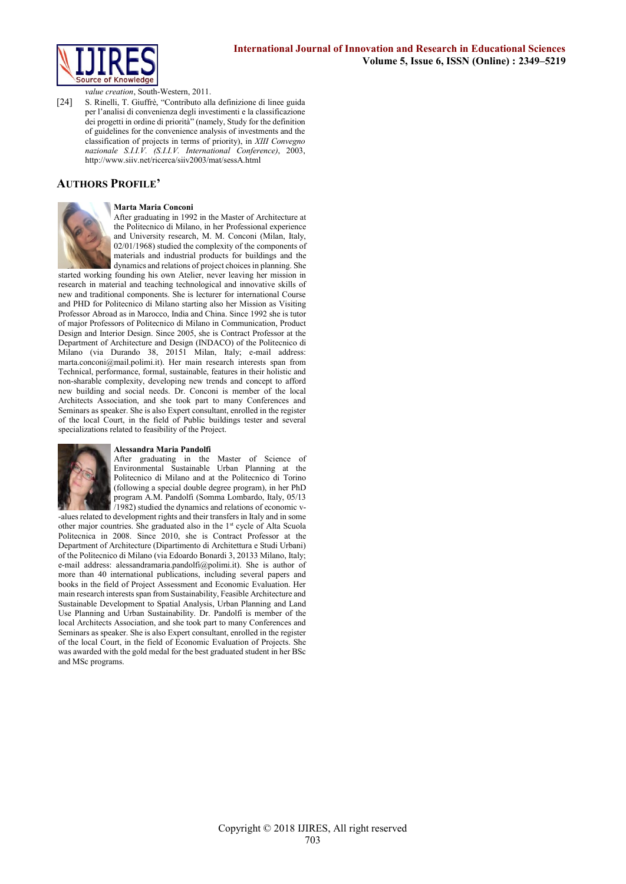*value creation*, South-Western, 2011.

[24] S. Rinelli, T. Giuffrè, "Contributo alla definizione di linee guida per l'analisi di convenienza degli investimenti e la classificazione dei progetti in ordine di priorità" (namely, Study for the definition of guidelines for the convenience analysis of investments and the classification of projects in terms of priority), in *XIII Convegno nazionale S.I.I.V. (S.I.I.V. International Conference)*, 2003, http://www.siiv.net/ricerca/siiv2003/mat/sessA.html

## AUTHORS PROFILE'

**Marta Maria Conconi**
After graduating in 1992 in the Master of Architecture at the Politecnico di Milano, in her Professional experience and University research, M. M. Conconi (Milan, Italy, 02/01/1968) studied the complexity of the components of materials and industrial products for buildings and the dynamics and relations of project choices in planning. She started working founding his own Atelier, never leaving her mission in research in material and teaching technological and innovative skills of new and traditional components. She is lecturer for international Course and PHD for Politecnico di Milano starting also her Mission as Visiting Professor Abroad as in Marocco, India and China. Since 1992 she is tutor of major Professors of Politecnico di Milano in Communication, Product Design and Interior Design. Since 2005, she is Contract Professor at the Department of Architecture and Design (INDACO) of the Politecnico di Milano (via Durando 38, 20151 Milan, Italy; e-mail address: marta.conconi@mail.polimi.it). Her main research interests span from Technical, performance, formal, sustainable, features in their holistic and non-sharable complexity, developing new trends and concept to afford new building and social needs. Dr. Conconi is member of the local Architects Association, and she took part to many Conferences and Seminars as speaker. She is also Expert consultant, enrolled in the register of the local Court, in the field of Public buildings tester and several specializations related to feasibility of the Project.

**Alessandra Maria Pandolfi**
After graduating in the Master of Science of Environmental Sustainable Urban Planning at the Politecnico di Milano and at the Politecnico di Torino (following a special double degree program), in her PhD program A.M. Pandolfi (Somma Lombardo, Italy, 05/13 /1982) studied the dynamics and relations of economic v--alues related to development rights and their transfers in Italy and in some other major countries. She graduated also in the 1st cycle of Alta Scuola Politecnica in 2008. Since 2010, she is Contract Professor at the Department of Architecture (Dipartimento di Architettura e Studi Urbani) of the Politecnico di Milano (via Edoardo Bonardi 3, 20133 Milano, Italy; e-mail address: alessandramaria.pandolfi@polimi.it). She is author of more than 40 international publications, including several papers and books in the field of Project Assessment and Economic Evaluation. Her main research interests span from Sustainability, Feasible Architecture and Sustainable Development to Spatial Analysis, Urban Planning and Land Use Planning and Urban Sustainability. Dr. Pandolfi is member of the local Architects Association, and she took part to many Conferences and Seminars as speaker. She is also Expert consultant, enrolled in the register of the local Court, in the field of Economic Evaluation of Projects. She was awarded with the gold medal for the best graduated student in her BSc and MSc programs.